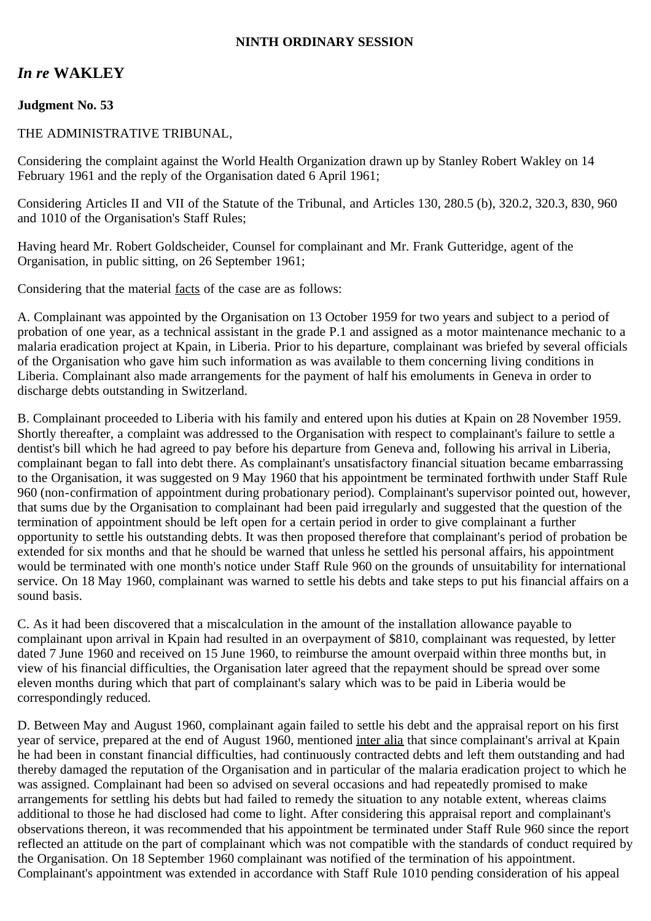**NINTH ORDINARY SESSION**

## *In re* WAKLEY

**Judgment No. 53**

THE ADMINISTRATIVE TRIBUNAL,

Considering the complaint against the World Health Organization drawn up by Stanley Robert Wakley on 14 February 1961 and the reply of the Organisation dated 6 April 1961;

Considering Articles II and VII of the Statute of the Tribunal, and Articles 130, 280.5 (b), 320.2, 320.3, 830, 960 and 1010 of the Organisation's Staff Rules;

Having heard Mr. Robert Goldscheider, Counsel for complainant and Mr. Frank Gutteridge, agent of the Organisation, in public sitting, on 26 September 1961;

Considering that the material facts of the case are as follows:

A. Complainant was appointed by the Organisation on 13 October 1959 for two years and subject to a period of probation of one year, as a technical assistant in the grade P.1 and assigned as a motor maintenance mechanic to a malaria eradication project at Kpain, in Liberia. Prior to his departure, complainant was briefed by several officials of the Organisation who gave him such information as was available to them concerning living conditions in Liberia. Complainant also made arrangements for the payment of half his emoluments in Geneva in order to discharge debts outstanding in Switzerland.

B. Complainant proceeded to Liberia with his family and entered upon his duties at Kpain on 28 November 1959. Shortly thereafter, a complaint was addressed to the Organisation with respect to complainant's failure to settle a dentist's bill which he had agreed to pay before his departure from Geneva and, following his arrival in Liberia, complainant began to fall into debt there. As complainant's unsatisfactory financial situation became embarrassing to the Organisation, it was suggested on 9 May 1960 that his appointment be terminated forthwith under Staff Rule 960 (non-confirmation of appointment during probationary period). Complainant's supervisor pointed out, however, that sums due by the Organisation to complainant had been paid irregularly and suggested that the question of the termination of appointment should be left open for a certain period in order to give complainant a further opportunity to settle his outstanding debts. It was then proposed therefore that complainant's period of probation be extended for six months and that he should be warned that unless he settled his personal affairs, his appointment would be terminated with one month's notice under Staff Rule 960 on the grounds of unsuitability for international service. On 18 May 1960, complainant was warned to settle his debts and take steps to put his financial affairs on a sound basis.

C. As it had been discovered that a miscalculation in the amount of the installation allowance payable to complainant upon arrival in Kpain had resulted in an overpayment of $810, complainant was requested, by letter dated 7 June 1960 and received on 15 June 1960, to reimburse the amount overpaid within three months but, in view of his financial difficulties, the Organisation later agreed that the repayment should be spread over some eleven months during which that part of complainant's salary which was to be paid in Liberia would be correspondingly reduced.

D. Between May and August 1960, complainant again failed to settle his debt and the appraisal report on his first year of service, prepared at the end of August 1960, mentioned inter alia that since complainant's arrival at Kpain he had been in constant financial difficulties, had continuously contracted debts and left them outstanding and had thereby damaged the reputation of the Organisation and in particular of the malaria eradication project to which he was assigned. Complainant had been so advised on several occasions and had repeatedly promised to make arrangements for settling his debts but had failed to remedy the situation to any notable extent, whereas claims additional to those he had disclosed had come to light. After considering this appraisal report and complainant's observations thereon, it was recommended that his appointment be terminated under Staff Rule 960 since the report reflected an attitude on the part of complainant which was not compatible with the standards of conduct required by the Organisation. On 18 September 1960 complainant was notified of the termination of his appointment. Complainant's appointment was extended in accordance with Staff Rule 1010 pending consideration of his appeal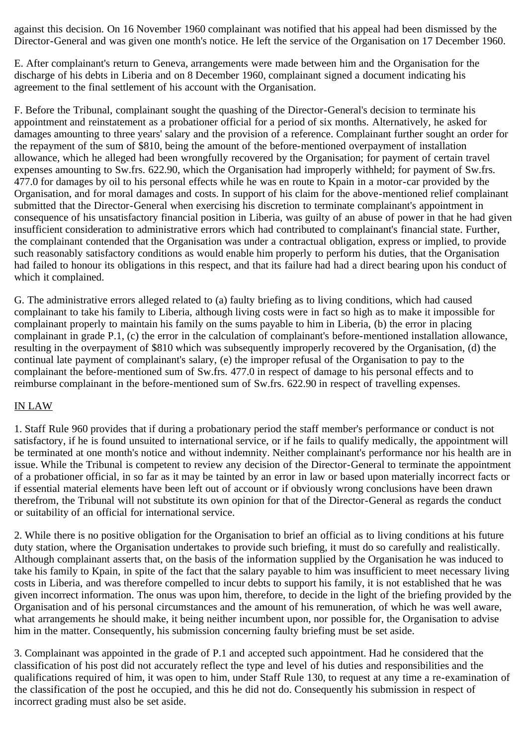against this decision. On 16 November 1960 complainant was notified that his appeal had been dismissed by the Director-General and was given one month's notice. He left the service of the Organisation on 17 December 1960.

E. After complainant's return to Geneva, arrangements were made between him and the Organisation for the discharge of his debts in Liberia and on 8 December 1960, complainant signed a document indicating his agreement to the final settlement of his account with the Organisation.

F. Before the Tribunal, complainant sought the quashing of the Director-General's decision to terminate his appointment and reinstatement as a probationer official for a period of six months. Alternatively, he asked for damages amounting to three years' salary and the provision of a reference. Complainant further sought an order for the repayment of the sum of $810, being the amount of the before-mentioned overpayment of installation allowance, which he alleged had been wrongfully recovered by the Organisation; for payment of certain travel expenses amounting to Sw.frs. 622.90, which the Organisation had improperly withheld; for payment of Sw.frs. 477.0 for damages by oil to his personal effects while he was en route to Kpain in a motor-car provided by the Organisation, and for moral damages and costs. In support of his claim for the above-mentioned relief complainant submitted that the Director-General when exercising his discretion to terminate complainant's appointment in consequence of his unsatisfactory financial position in Liberia, was guilty of an abuse of power in that he had given insufficient consideration to administrative errors which had contributed to complainant's financial state. Further, the complainant contended that the Organisation was under a contractual obligation, express or implied, to provide such reasonably satisfactory conditions as would enable him properly to perform his duties, that the Organisation had failed to honour its obligations in this respect, and that its failure had had a direct bearing upon his conduct of which it complained.

G. The administrative errors alleged related to (a) faulty briefing as to living conditions, which had caused complainant to take his family to Liberia, although living costs were in fact so high as to make it impossible for complainant properly to maintain his family on the sums payable to him in Liberia, (b) the error in placing complainant in grade P.1, (c) the error in the calculation of complainant's before-mentioned installation allowance, resulting in the overpayment of $810 which was subsequently improperly recovered by the Organisation, (d) the continual late payment of complainant's salary, (e) the improper refusal of the Organisation to pay to the complainant the before-mentioned sum of Sw.frs. 477.0 in respect of damage to his personal effects and to reimburse complainant in the before-mentioned sum of Sw.frs. 622.90 in respect of travelling expenses.

## IN LAW

1. Staff Rule 960 provides that if during a probationary period the staff member's performance or conduct is not satisfactory, if he is found unsuited to international service, or if he fails to qualify medically, the appointment will be terminated at one month's notice and without indemnity. Neither complainant's performance nor his health are in issue. While the Tribunal is competent to review any decision of the Director-General to terminate the appointment of a probationer official, in so far as it may be tainted by an error in law or based upon materially incorrect facts or if essential material elements have been left out of account or if obviously wrong conclusions have been drawn therefrom, the Tribunal will not substitute its own opinion for that of the Director-General as regards the conduct or suitability of an official for international service.

2. While there is no positive obligation for the Organisation to brief an official as to living conditions at his future duty station, where the Organisation undertakes to provide such briefing, it must do so carefully and realistically. Although complainant asserts that, on the basis of the information supplied by the Organisation he was induced to take his family to Kpain, in spite of the fact that the salary payable to him was insufficient to meet necessary living costs in Liberia, and was therefore compelled to incur debts to support his family, it is not established that he was given incorrect information. The onus was upon him, therefore, to decide in the light of the briefing provided by the Organisation and of his personal circumstances and the amount of his remuneration, of which he was well aware, what arrangements he should make, it being neither incumbent upon, nor possible for, the Organisation to advise him in the matter. Consequently, his submission concerning faulty briefing must be set aside.

3. Complainant was appointed in the grade of P.1 and accepted such appointment. Had he considered that the classification of his post did not accurately reflect the type and level of his duties and responsibilities and the qualifications required of him, it was open to him, under Staff Rule 130, to request at any time a re-examination of the classification of the post he occupied, and this he did not do. Consequently his submission in respect of incorrect grading must also be set aside.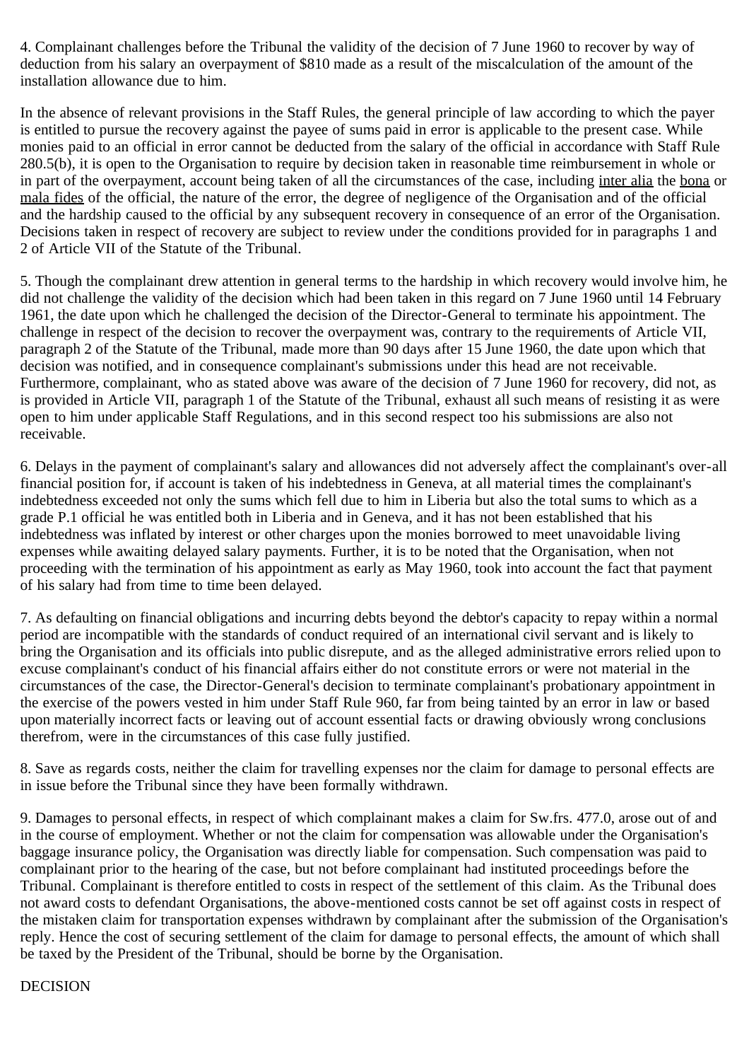4. Complainant challenges before the Tribunal the validity of the decision of 7 June 1960 to recover by way of deduction from his salary an overpayment of $810 made as a result of the miscalculation of the amount of the installation allowance due to him.

In the absence of relevant provisions in the Staff Rules, the general principle of law according to which the payer is entitled to pursue the recovery against the payee of sums paid in error is applicable to the present case. While monies paid to an official in error cannot be deducted from the salary of the official in accordance with Staff Rule 280.5(b), it is open to the Organisation to require by decision taken in reasonable time reimbursement in whole or in part of the overpayment, account being taken of all the circumstances of the case, including inter alia the bona or mala fides of the official, the nature of the error, the degree of negligence of the Organisation and of the official and the hardship caused to the official by any subsequent recovery in consequence of an error of the Organisation. Decisions taken in respect of recovery are subject to review under the conditions provided for in paragraphs 1 and 2 of Article VII of the Statute of the Tribunal.

5. Though the complainant drew attention in general terms to the hardship in which recovery would involve him, he did not challenge the validity of the decision which had been taken in this regard on 7 June 1960 until 14 February 1961, the date upon which he challenged the decision of the Director-General to terminate his appointment. The challenge in respect of the decision to recover the overpayment was, contrary to the requirements of Article VII, paragraph 2 of the Statute of the Tribunal, made more than 90 days after 15 June 1960, the date upon which that decision was notified, and in consequence complainant's submissions under this head are not receivable. Furthermore, complainant, who as stated above was aware of the decision of 7 June 1960 for recovery, did not, as is provided in Article VII, paragraph 1 of the Statute of the Tribunal, exhaust all such means of resisting it as were open to him under applicable Staff Regulations, and in this second respect too his submissions are also not receivable.

6. Delays in the payment of complainant's salary and allowances did not adversely affect the complainant's over-all financial position for, if account is taken of his indebtedness in Geneva, at all material times the complainant's indebtedness exceeded not only the sums which fell due to him in Liberia but also the total sums to which as a grade P.1 official he was entitled both in Liberia and in Geneva, and it has not been established that his indebtedness was inflated by interest or other charges upon the monies borrowed to meet unavoidable living expenses while awaiting delayed salary payments. Further, it is to be noted that the Organisation, when not proceeding with the termination of his appointment as early as May 1960, took into account the fact that payment of his salary had from time to time been delayed.

7. As defaulting on financial obligations and incurring debts beyond the debtor's capacity to repay within a normal period are incompatible with the standards of conduct required of an international civil servant and is likely to bring the Organisation and its officials into public disrepute, and as the alleged administrative errors relied upon to excuse complainant's conduct of his financial affairs either do not constitute errors or were not material in the circumstances of the case, the Director-General's decision to terminate complainant's probationary appointment in the exercise of the powers vested in him under Staff Rule 960, far from being tainted by an error in law or based upon materially incorrect facts or leaving out of account essential facts or drawing obviously wrong conclusions therefrom, were in the circumstances of this case fully justified.

8. Save as regards costs, neither the claim for travelling expenses nor the claim for damage to personal effects are in issue before the Tribunal since they have been formally withdrawn.

9. Damages to personal effects, in respect of which complainant makes a claim for Sw.frs. 477.0, arose out of and in the course of employment. Whether or not the claim for compensation was allowable under the Organisation's baggage insurance policy, the Organisation was directly liable for compensation. Such compensation was paid to complainant prior to the hearing of the case, but not before complainant had instituted proceedings before the Tribunal. Complainant is therefore entitled to costs in respect of the settlement of this claim. As the Tribunal does not award costs to defendant Organisations, the above-mentioned costs cannot be set off against costs in respect of the mistaken claim for transportation expenses withdrawn by complainant after the submission of the Organisation's reply. Hence the cost of securing settlement of the claim for damage to personal effects, the amount of which shall be taxed by the President of the Tribunal, should be borne by the Organisation.

DECISION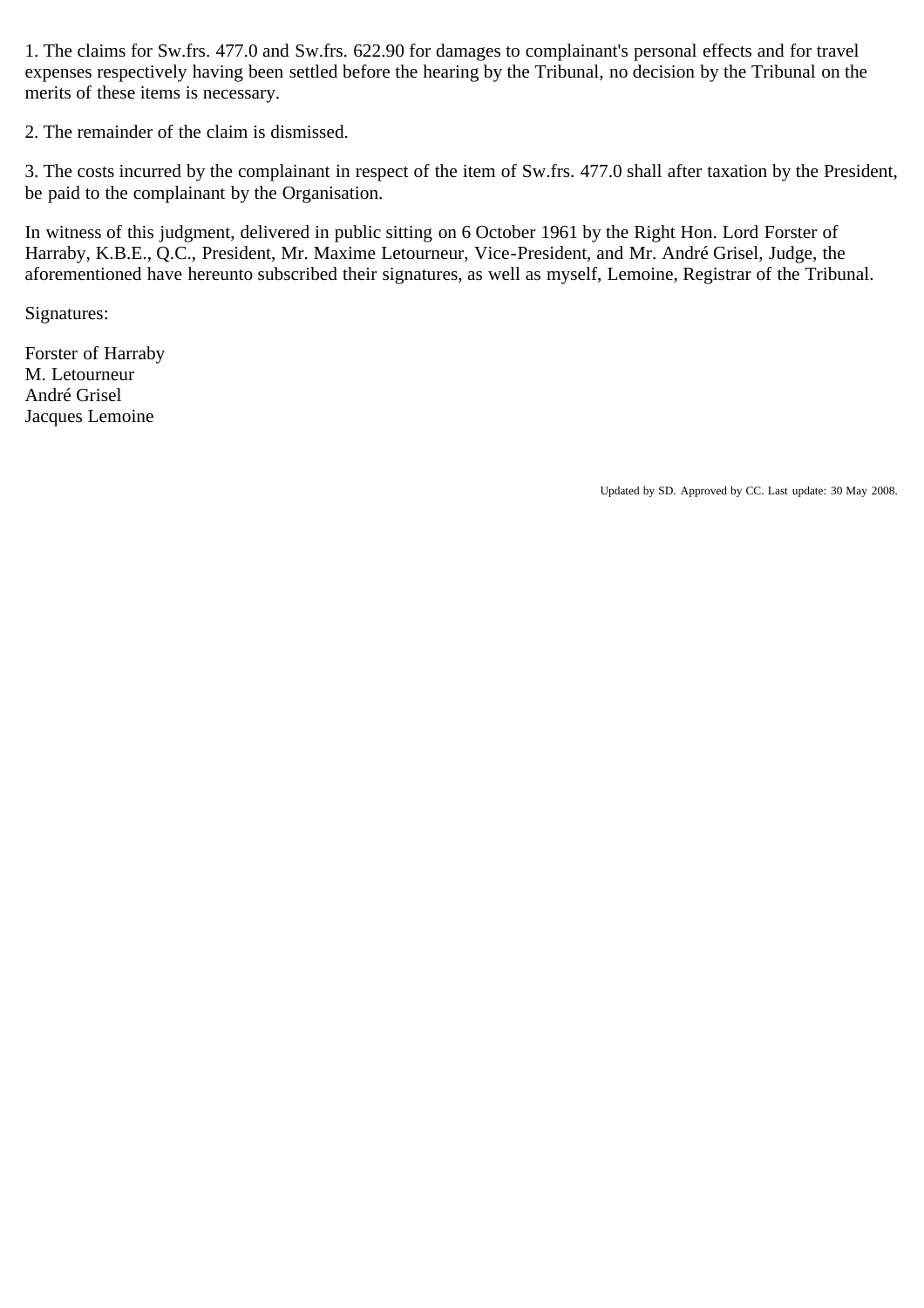1. The claims for Sw.frs. 477.0 and Sw.frs. 622.90 for damages to complainant's personal effects and for travel expenses respectively having been settled before the hearing by the Tribunal, no decision by the Tribunal on the merits of these items is necessary.

2. The remainder of the claim is dismissed.

3. The costs incurred by the complainant in respect of the item of Sw.frs. 477.0 shall after taxation by the President, be paid to the complainant by the Organisation.

In witness of this judgment, delivered in public sitting on 6 October 1961 by the Right Hon. Lord Forster of Harraby, K.B.E., Q.C., President, Mr. Maxime Letourneur, Vice-President, and Mr. André Grisel, Judge, the aforementioned have hereunto subscribed their signatures, as well as myself, Lemoine, Registrar of the Tribunal.

Signatures:

Forster of Harraby
M. Letourneur
André Grisel
Jacques Lemoine

Updated by SD. Approved by CC. Last update: 30 May 2008.